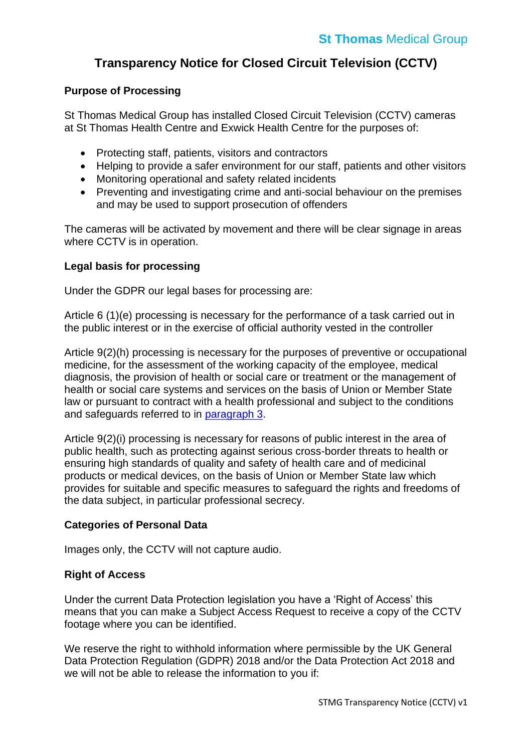St Thomas Medical Group

# Transparency Notice for Closed Circuit Television (CCTV)

## Purpose of Processing

St Thomas Medical Group has installed Closed Circuit Television (CCTV) cameras at St Thomas Health Centre and Exwick Health Centre for the purposes of:

- Protecting staff, patients, visitors and contractors
- Helping to provide a safer environment for our staff, patients and other visitors
- Monitoring operational and safety related incidents
- Preventing and investigating crime and anti-social behaviour on the premises and may be used to support prosecution of offenders

The cameras will be activated by movement and there will be clear signage in areas where CCTV is in operation.

## Legal basis for processing

Under the GDPR our legal bases for processing are:

Article 6 (1)(e) processing is necessary for the performance of a task carried out in the public interest or in the exercise of official authority vested in the controller

Article 9(2)(h) processing is necessary for the purposes of preventive or occupational medicine, for the assessment of the working capacity of the employee, medical diagnosis, the provision of health or social care or treatment or the management of health or social care systems and services on the basis of Union or Member State law or pursuant to contract with a health professional and subject to the conditions and safeguards referred to in paragraph 3.

Article 9(2)(i) processing is necessary for reasons of public interest in the area of public health, such as protecting against serious cross-border threats to health or ensuring high standards of quality and safety of health care and of medicinal products or medical devices, on the basis of Union or Member State law which provides for suitable and specific measures to safeguard the rights and freedoms of the data subject, in particular professional secrecy.

## Categories of Personal Data

Images only, the CCTV will not capture audio.

## Right of Access

Under the current Data Protection legislation you have a 'Right of Access' this means that you can make a Subject Access Request to receive a copy of the CCTV footage where you can be identified.

We reserve the right to withhold information where permissible by the UK General Data Protection Regulation (GDPR) 2018 and/or the Data Protection Act 2018 and we will not be able to release the information to you if: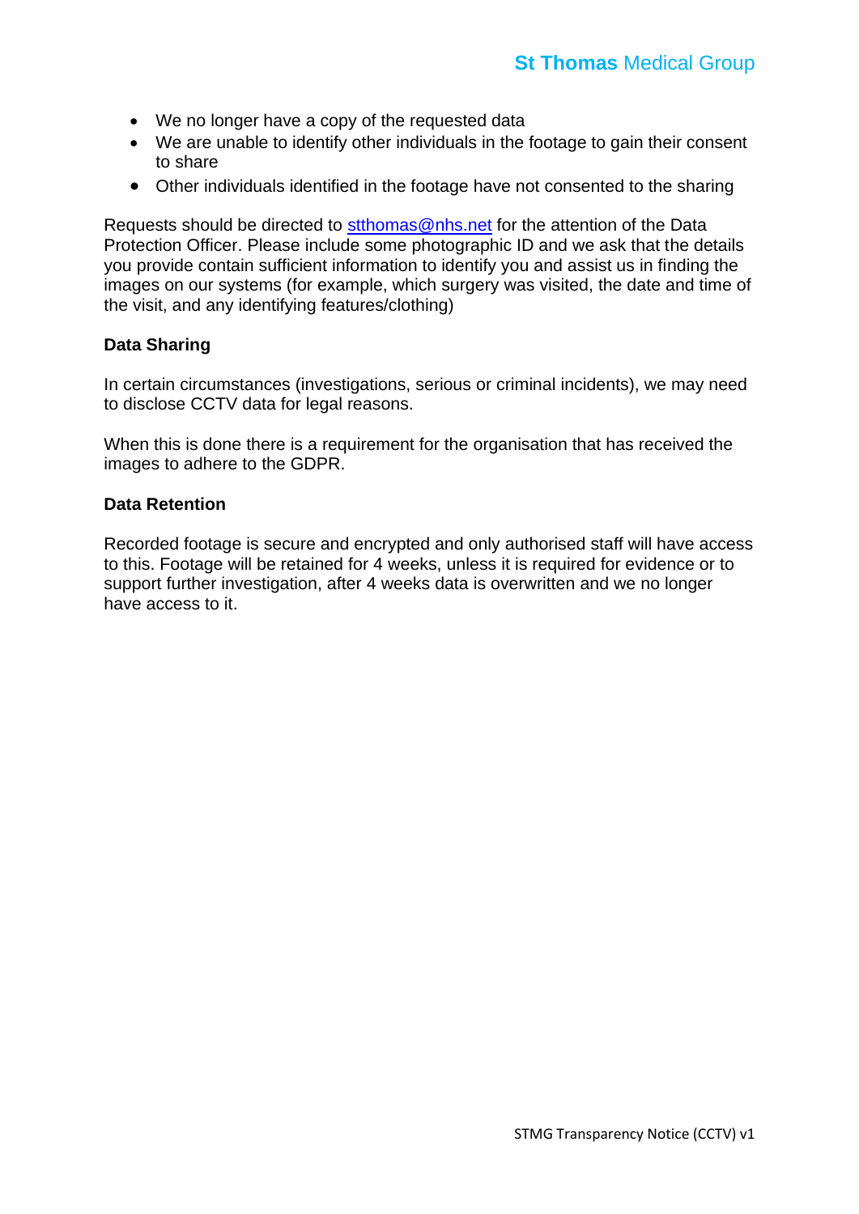- We no longer have a copy of the requested data
- We are unable to identify other individuals in the footage to gain their consent to share
- Other individuals identified in the footage have not consented to the sharing

Requests should be directed to stthomas@nhs.net for the attention of the Data Protection Officer. Please include some photographic ID and we ask that the details you provide contain sufficient information to identify you and assist us in finding the images on our systems (for example, which surgery was visited, the date and time of the visit, and any identifying features/clothing)

**Data Sharing**

In certain circumstances (investigations, serious or criminal incidents), we may need to disclose CCTV data for legal reasons.

When this is done there is a requirement for the organisation that has received the images to adhere to the GDPR.

**Data Retention**

Recorded footage is secure and encrypted and only authorised staff will have access to this. Footage will be retained for 4 weeks, unless it is required for evidence or to support further investigation, after 4 weeks data is overwritten and we no longer have access to it.